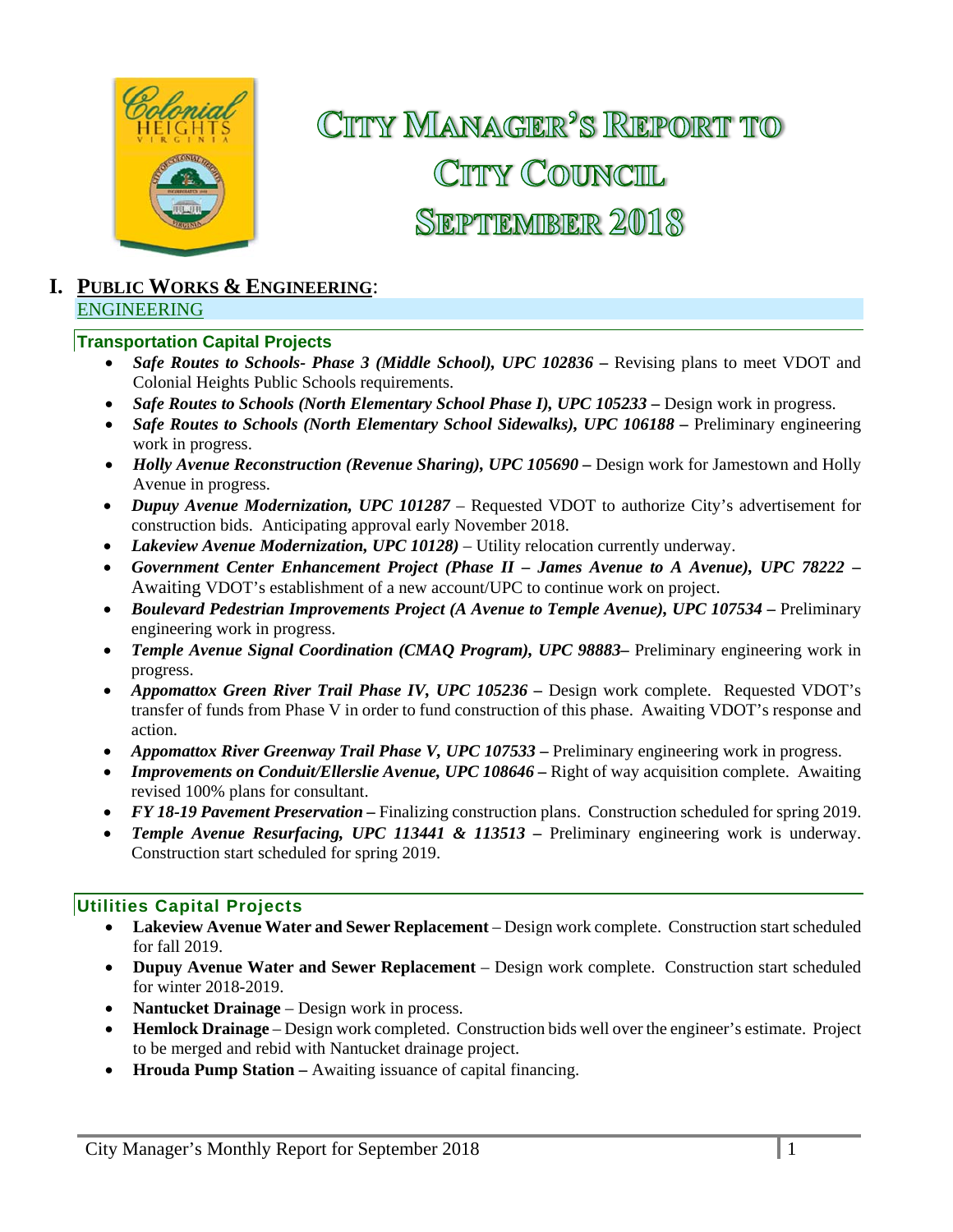# City Manager's Report to City Council September 2018

## I. Public Works & Engineering:

### ENGINEERING

#### Transportation Capital Projects

- ***Safe Routes to Schools- Phase 3 (Middle School), UPC 102836 –*** Revising plans to meet VDOT and Colonial Heights Public Schools requirements.
- ***Safe Routes to Schools (North Elementary School Phase I), UPC 105233 –*** Design work in progress.
- ***Safe Routes to Schools (North Elementary School Sidewalks), UPC 106188 –*** Preliminary engineering work in progress.
- ***Holly Avenue Reconstruction (Revenue Sharing), UPC 105690 –*** Design work for Jamestown and Holly Avenue in progress.
- ***Dupuy Avenue Modernization, UPC 101287*** – Requested VDOT to authorize City's advertisement for construction bids. Anticipating approval early November 2018.
- ***Lakeview Avenue Modernization, UPC 10128)*** – Utility relocation currently underway.
- ***Government Center Enhancement Project (Phase II – James Avenue to A Avenue), UPC 78222 –*** Awaiting VDOT's establishment of a new account/UPC to continue work on project.
- ***Boulevard Pedestrian Improvements Project (A Avenue to Temple Avenue), UPC 107534 –*** Preliminary engineering work in progress.
- ***Temple Avenue Signal Coordination (CMAQ Program), UPC 98883–*** Preliminary engineering work in progress.
- ***Appomattox Green River Trail Phase IV, UPC 105236 –*** Design work complete. Requested VDOT's transfer of funds from Phase V in order to fund construction of this phase. Awaiting VDOT's response and action.
- ***Appomattox River Greenway Trail Phase V, UPC 107533 –*** Preliminary engineering work in progress.
- ***Improvements on Conduit/Ellerslie Avenue, UPC 108646 –*** Right of way acquisition complete. Awaiting revised 100% plans for consultant.
- ***FY 18-19 Pavement Preservation –*** Finalizing construction plans. Construction scheduled for spring 2019.
- ***Temple Avenue Resurfacing, UPC 113441 & 113513 –*** Preliminary engineering work is underway. Construction start scheduled for spring 2019.

#### Utilities Capital Projects

- **Lakeview Avenue Water and Sewer Replacement** – Design work complete. Construction start scheduled for fall 2019.
- **Dupuy Avenue Water and Sewer Replacement** – Design work complete. Construction start scheduled for winter 2018-2019.
- **Nantucket Drainage** – Design work in process.
- **Hemlock Drainage** – Design work completed. Construction bids well over the engineer's estimate. Project to be merged and rebid with Nantucket drainage project.
- **Hrouda Pump Station –** Awaiting issuance of capital financing.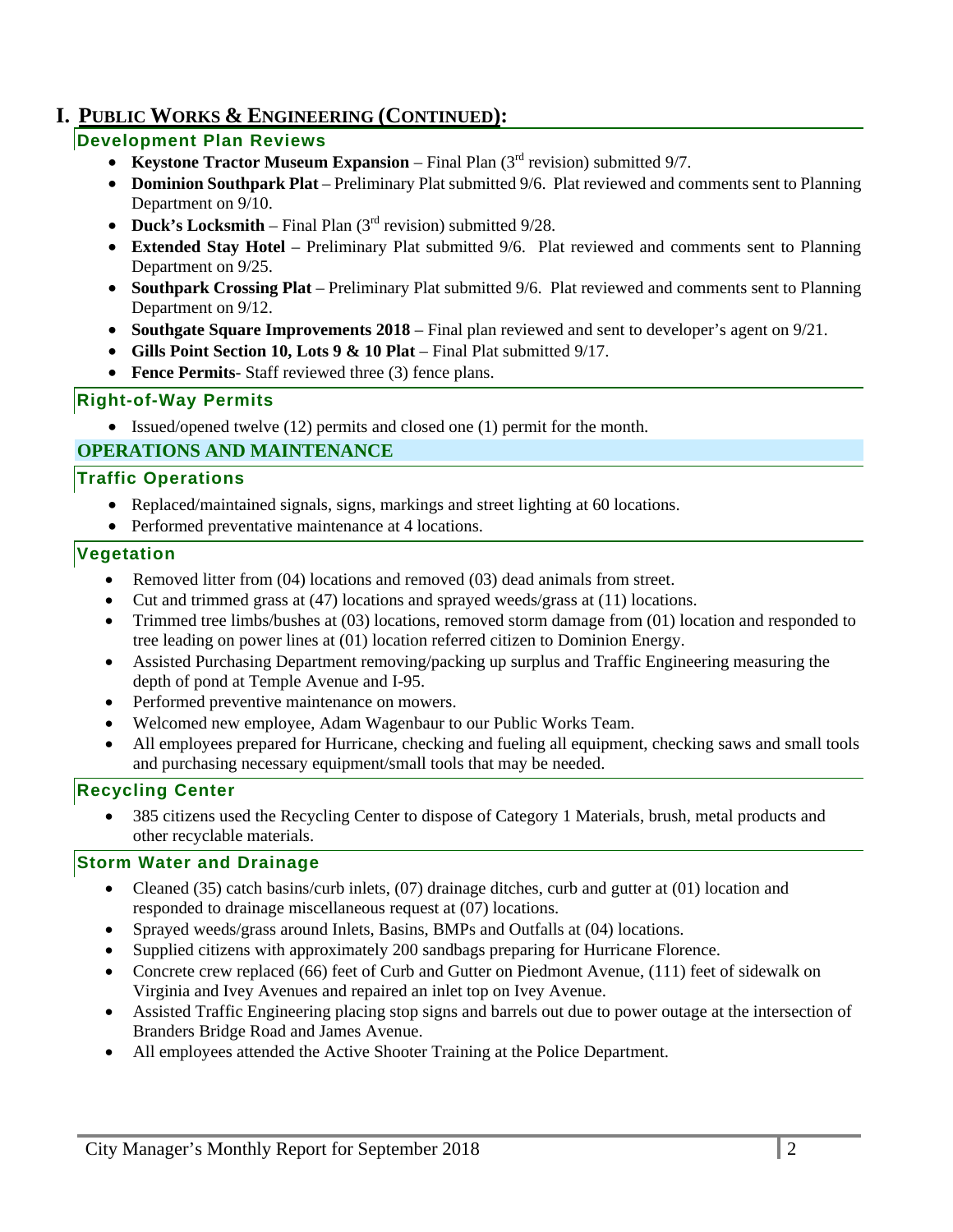# I. PUBLIC WORKS & ENGINEERING (CONTINUED):

### Development Plan Reviews

- **Keystone Tractor Museum Expansion** – Final Plan (3rd revision) submitted 9/7.
- **Dominion Southpark Plat** – Preliminary Plat submitted 9/6. Plat reviewed and comments sent to Planning Department on 9/10.
- **Duck's Locksmith** – Final Plan (3rd revision) submitted 9/28.
- **Extended Stay Hotel** – Preliminary Plat submitted 9/6. Plat reviewed and comments sent to Planning Department on 9/25.
- **Southpark Crossing Plat** – Preliminary Plat submitted 9/6. Plat reviewed and comments sent to Planning Department on 9/12.
- **Southgate Square Improvements 2018** – Final plan reviewed and sent to developer's agent on 9/21.
- **Gills Point Section 10, Lots 9 & 10 Plat** – Final Plat submitted 9/17.
- **Fence Permits**- Staff reviewed three (3) fence plans.

### Right-of-Way Permits

- Issued/opened twelve (12) permits and closed one (1) permit for the month.

## OPERATIONS AND MAINTENANCE

### Traffic Operations

- Replaced/maintained signals, signs, markings and street lighting at 60 locations.
- Performed preventative maintenance at 4 locations.

### Vegetation

- Removed litter from (04) locations and removed (03) dead animals from street.
- Cut and trimmed grass at (47) locations and sprayed weeds/grass at (11) locations.
- Trimmed tree limbs/bushes at (03) locations, removed storm damage from (01) location and responded to tree leading on power lines at (01) location referred citizen to Dominion Energy.
- Assisted Purchasing Department removing/packing up surplus and Traffic Engineering measuring the depth of pond at Temple Avenue and I-95.
- Performed preventive maintenance on mowers.
- Welcomed new employee, Adam Wagenbaur to our Public Works Team.
- All employees prepared for Hurricane, checking and fueling all equipment, checking saws and small tools and purchasing necessary equipment/small tools that may be needed.

### Recycling Center

- 385 citizens used the Recycling Center to dispose of Category 1 Materials, brush, metal products and other recyclable materials.

### Storm Water and Drainage

- Cleaned (35) catch basins/curb inlets, (07) drainage ditches, curb and gutter at (01) location and responded to drainage miscellaneous request at (07) locations.
- Sprayed weeds/grass around Inlets, Basins, BMPs and Outfalls at (04) locations.
- Supplied citizens with approximately 200 sandbags preparing for Hurricane Florence.
- Concrete crew replaced (66) feet of Curb and Gutter on Piedmont Avenue, (111) feet of sidewalk on Virginia and Ivey Avenues and repaired an inlet top on Ivey Avenue.
- Assisted Traffic Engineering placing stop signs and barrels out due to power outage at the intersection of Branders Bridge Road and James Avenue.
- All employees attended the Active Shooter Training at the Police Department.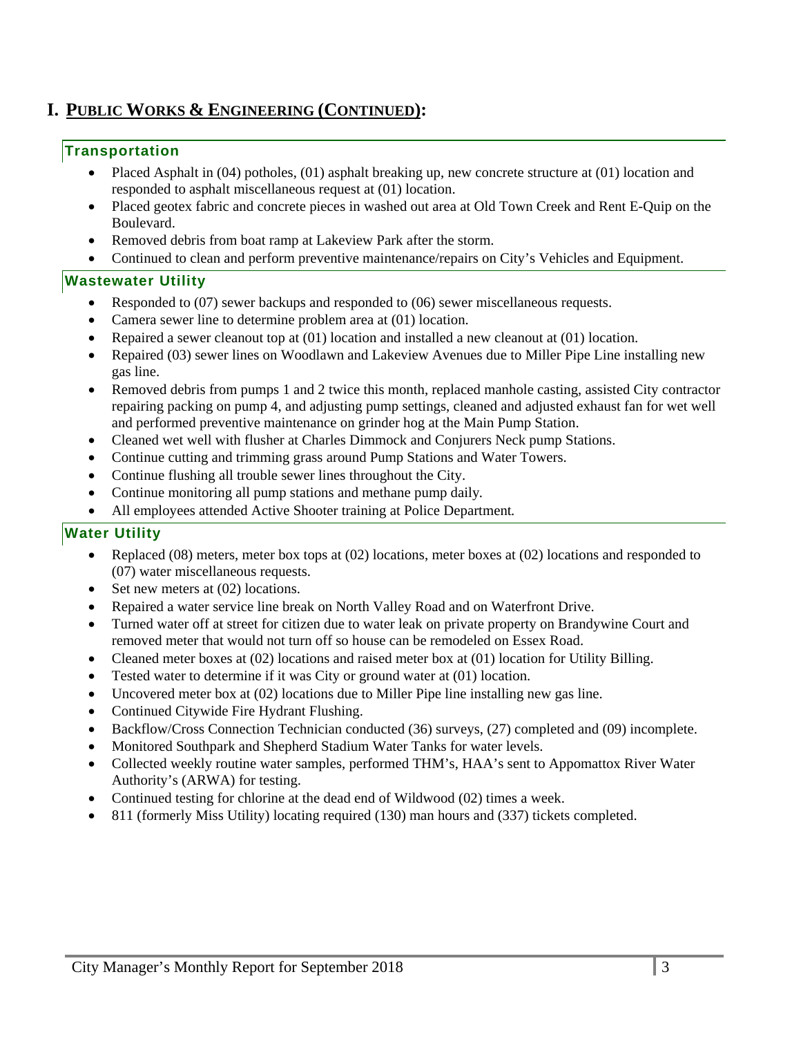# I. PUBLIC WORKS & ENGINEERING (CONTINUED):

## Transportation

- Placed Asphalt in (04) potholes, (01) asphalt breaking up, new concrete structure at (01) location and responded to asphalt miscellaneous request at (01) location.
- Placed geotex fabric and concrete pieces in washed out area at Old Town Creek and Rent E-Quip on the Boulevard.
- Removed debris from boat ramp at Lakeview Park after the storm.
- Continued to clean and perform preventive maintenance/repairs on City's Vehicles and Equipment.

## Wastewater Utility

- Responded to (07) sewer backups and responded to (06) sewer miscellaneous requests.
- Camera sewer line to determine problem area at (01) location.
- Repaired a sewer cleanout top at (01) location and installed a new cleanout at (01) location.
- Repaired (03) sewer lines on Woodlawn and Lakeview Avenues due to Miller Pipe Line installing new gas line.
- Removed debris from pumps 1 and 2 twice this month, replaced manhole casting, assisted City contractor repairing packing on pump 4, and adjusting pump settings, cleaned and adjusted exhaust fan for wet well and performed preventive maintenance on grinder hog at the Main Pump Station.
- Cleaned wet well with flusher at Charles Dimmock and Conjurers Neck pump Stations.
- Continue cutting and trimming grass around Pump Stations and Water Towers.
- Continue flushing all trouble sewer lines throughout the City.
- Continue monitoring all pump stations and methane pump daily.
- All employees attended Active Shooter training at Police Department.

## Water Utility

- Replaced (08) meters, meter box tops at (02) locations, meter boxes at (02) locations and responded to (07) water miscellaneous requests.
- Set new meters at (02) locations.
- Repaired a water service line break on North Valley Road and on Waterfront Drive.
- Turned water off at street for citizen due to water leak on private property on Brandywine Court and removed meter that would not turn off so house can be remodeled on Essex Road.
- Cleaned meter boxes at (02) locations and raised meter box at (01) location for Utility Billing.
- Tested water to determine if it was City or ground water at (01) location.
- Uncovered meter box at (02) locations due to Miller Pipe line installing new gas line.
- Continued Citywide Fire Hydrant Flushing.
- Backflow/Cross Connection Technician conducted (36) surveys, (27) completed and (09) incomplete.
- Monitored Southpark and Shepherd Stadium Water Tanks for water levels.
- Collected weekly routine water samples, performed THM's, HAA's sent to Appomattox River Water Authority's (ARWA) for testing.
- Continued testing for chlorine at the dead end of Wildwood (02) times a week.
- 811 (formerly Miss Utility) locating required (130) man hours and (337) tickets completed.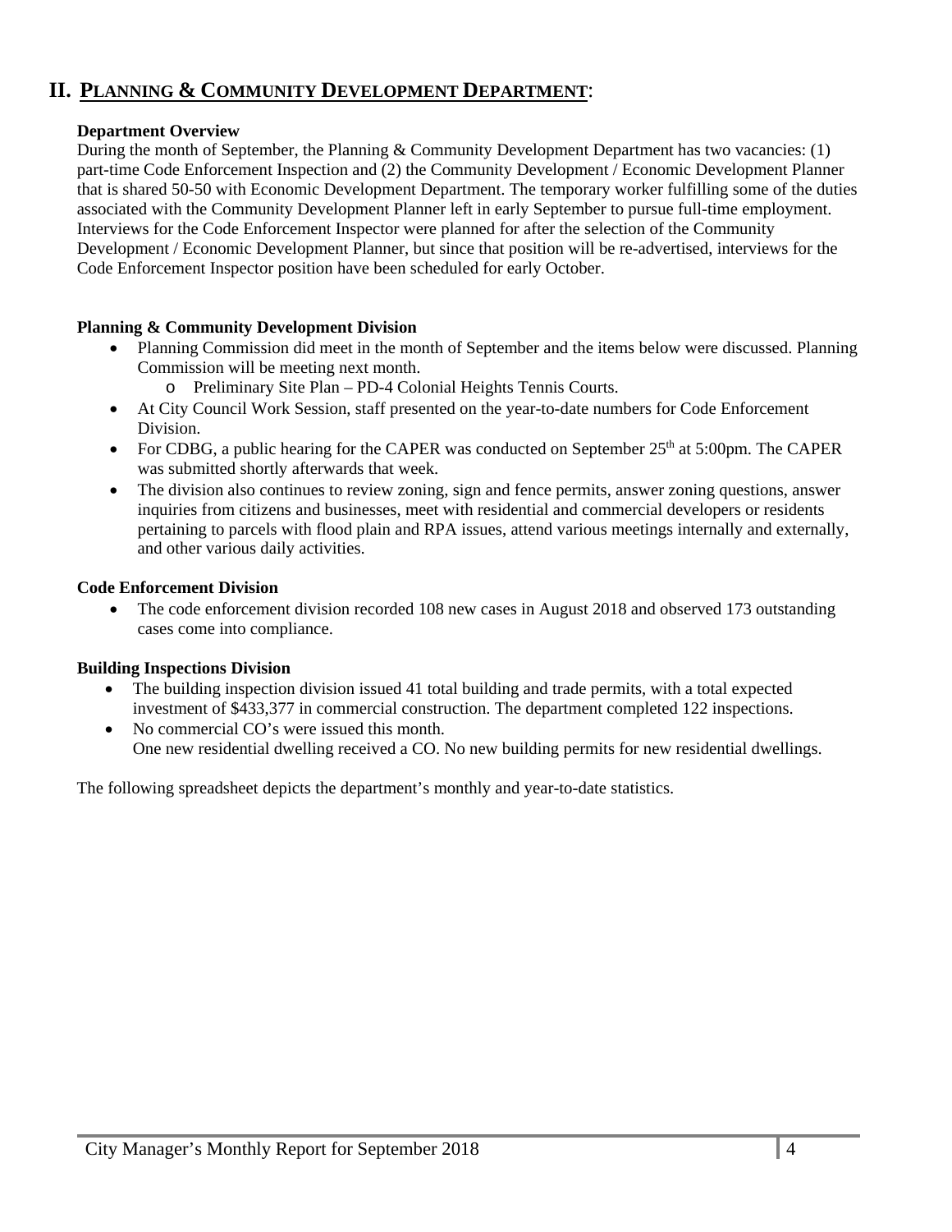## II. PLANNING & COMMUNITY DEVELOPMENT DEPARTMENT:

**Department Overview**

During the month of September, the Planning & Community Development Department has two vacancies: (1) part-time Code Enforcement Inspection and (2) the Community Development / Economic Development Planner that is shared 50-50 with Economic Development Department. The temporary worker fulfilling some of the duties associated with the Community Development Planner left in early September to pursue full-time employment. Interviews for the Code Enforcement Inspector were planned for after the selection of the Community Development / Economic Development Planner, but since that position will be re-advertised, interviews for the Code Enforcement Inspector position have been scheduled for early October.

**Planning & Community Development Division**

- Planning Commission did meet in the month of September and the items below were discussed. Planning Commission will be meeting next month.
  - Preliminary Site Plan – PD-4 Colonial Heights Tennis Courts.
- At City Council Work Session, staff presented on the year-to-date numbers for Code Enforcement Division.
- For CDBG, a public hearing for the CAPER was conducted on September 25th at 5:00pm. The CAPER was submitted shortly afterwards that week.
- The division also continues to review zoning, sign and fence permits, answer zoning questions, answer inquiries from citizens and businesses, meet with residential and commercial developers or residents pertaining to parcels with flood plain and RPA issues, attend various meetings internally and externally, and other various daily activities.

**Code Enforcement Division**

- The code enforcement division recorded 108 new cases in August 2018 and observed 173 outstanding cases come into compliance.

**Building Inspections Division**

- The building inspection division issued 41 total building and trade permits, with a total expected investment of $433,377 in commercial construction. The department completed 122 inspections.
- No commercial CO's were issued this month.
  One new residential dwelling received a CO. No new building permits for new residential dwellings.

The following spreadsheet depicts the department's monthly and year-to-date statistics.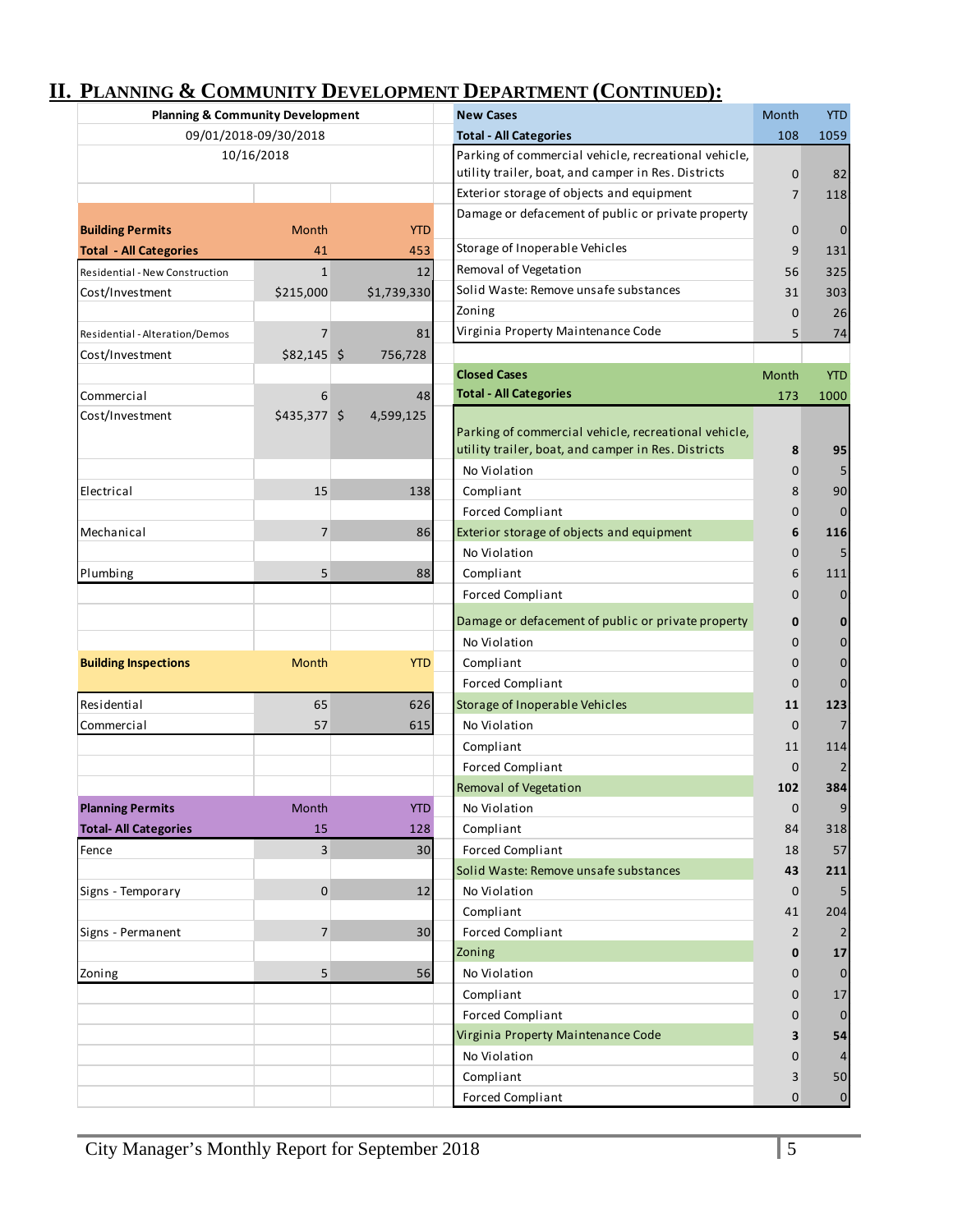## II. Planning & Community Development Department (Continued):

| Planning & Community Development | | |
|---|---|---|
| 09/01/2018-09/30/2018 | | |
| 10/16/2018 | | |
| **Building Permits** | Month | YTD |
| **Total - All Categories** | 41 | 453 |
| Residential - New Construction | 1 | 12 |
| Cost/Investment | $215,000 | $1,739,330 |
| Residential - Alteration/Demos | 7 | 81 |
| Cost/Investment | $82,145 | $ 756,728 |
| Commercial | 6 | 48 |
| Cost/Investment | $435,377 | $ 4,599,125 |
| Electrical | 15 | 138 |
| Mechanical | 7 | 86 |
| Plumbing | 5 | 88 |

| **Building Inspections** | Month | YTD |
|---|---|---|
| Residential | 65 | 626 |
| Commercial | 57 | 615 |

| **Planning Permits** | Month | YTD |
|---|---|---|
| **Total- All Categories** | 15 | 128 |
| Fence | 3 | 30 |
| Signs - Temporary | 0 | 12 |
| Signs - Permanent | 7 | 30 |
| Zoning | 5 | 56 |

| **New Cases** | Month | YTD |
|---|---|---|
| **Total - All Categories** | 108 | 1059 |
| Parking of commercial vehicle, recreational vehicle, utility trailer, boat, and camper in Res. Districts | 0 | 82 |
| Exterior storage of objects and equipment | 7 | 118 |
| Damage or defacement of public or private property | 0 | 0 |
| Storage of Inoperable Vehicles | 9 | 131 |
| Removal of Vegetation | 56 | 325 |
| Solid Waste: Remove unsafe substances | 31 | 303 |
| Zoning | 0 | 26 |
| Virginia Property Maintenance Code | 5 | 74 |

| **Closed Cases** | Month | YTD |
|---|---|---|
| **Total - All Categories** | 173 | 1000 |
| Parking of commercial vehicle, recreational vehicle, utility trailer, boat, and camper in Res. Districts | **8** | **95** |
| No Violation | 0 | 5 |
| Compliant | 8 | 90 |
| Forced Compliant | 0 | 0 |
| Exterior storage of objects and equipment | **6** | **116** |
| No Violation | 0 | 5 |
| Compliant | 6 | 111 |
| Forced Compliant | 0 | 0 |
| Damage or defacement of public or private property | **0** | **0** |
| No Violation | 0 | 0 |
| Compliant | 0 | 0 |
| Forced Compliant | 0 | 0 |
| Storage of Inoperable Vehicles | **11** | **123** |
| No Violation | 0 | 7 |
| Compliant | 11 | 114 |
| Forced Compliant | 0 | 2 |
| Removal of Vegetation | **102** | **384** |
| No Violation | 0 | 9 |
| Compliant | 84 | 318 |
| Forced Compliant | 18 | 57 |
| Solid Waste: Remove unsafe substances | **43** | **211** |
| No Violation | 0 | 5 |
| Compliant | 41 | 204 |
| Forced Compliant | 2 | 2 |
| Zoning | **0** | **17** |
| No Violation | 0 | 0 |
| Compliant | 0 | 17 |
| Forced Compliant | 0 | 0 |
| Virginia Property Maintenance Code | **3** | **54** |
| No Violation | 0 | 4 |
| Compliant | 3 | 50 |
| Forced Compliant | 0 | 0 |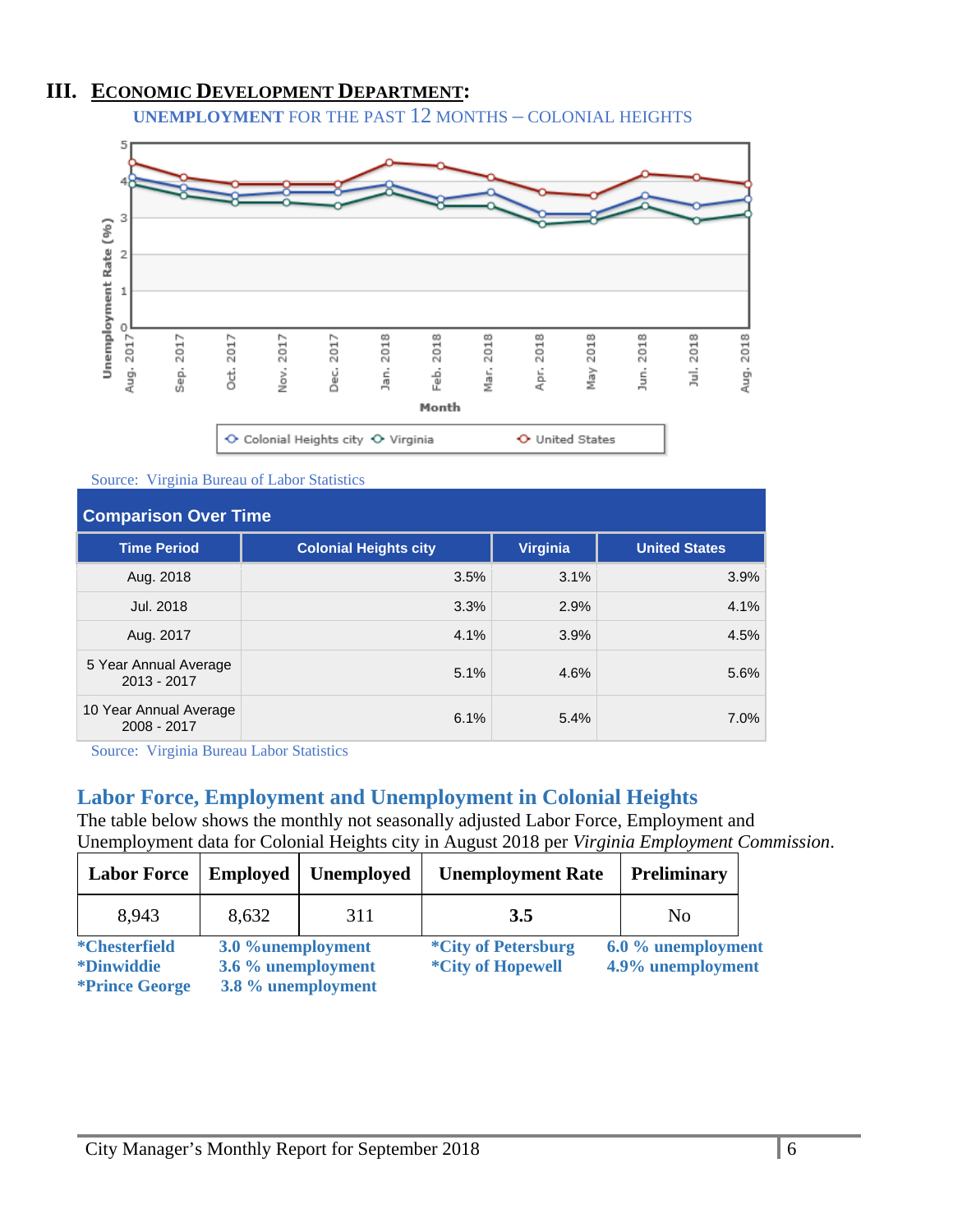## III. ECONOMIC DEVELOPMENT DEPARTMENT:

**UNEMPLOYMENT** FOR THE PAST 12 MONTHS – COLONIAL HEIGHTS

Source: Virginia Bureau of Labor Statistics

**Comparison Over Time**

| Time Period | Colonial Heights city | Virginia | United States |
|---|---|---|---|
| Aug. 2018 | 3.5% | 3.1% | 3.9% |
| Jul. 2018 | 3.3% | 2.9% | 4.1% |
| Aug. 2017 | 4.1% | 3.9% | 4.5% |
| 5 Year Annual Average 2013 - 2017 | 5.1% | 4.6% | 5.6% |
| 10 Year Annual Average 2008 - 2017 | 6.1% | 5.4% | 7.0% |

Source: Virginia Bureau Labor Statistics

### Labor Force, Employment and Unemployment in Colonial Heights

The table below shows the monthly not seasonally adjusted Labor Force, Employment and Unemployment data for Colonial Heights city in August 2018 per *Virginia Employment Commission*.

| Labor Force | Employed | Unemployed | Unemployment Rate | Preliminary |
|---|---|---|---|---|
| 8,943 | 8,632 | 311 | **3.5** | No |

**\*Chesterfield** **3.0 %unemployment** **\*City of Petersburg** **6.0 % unemployment**
**\*Dinwiddie** **3.6 % unemployment** **\*City of Hopewell** **4.9% unemployment**
**\*Prince George** **3.8 % unemployment**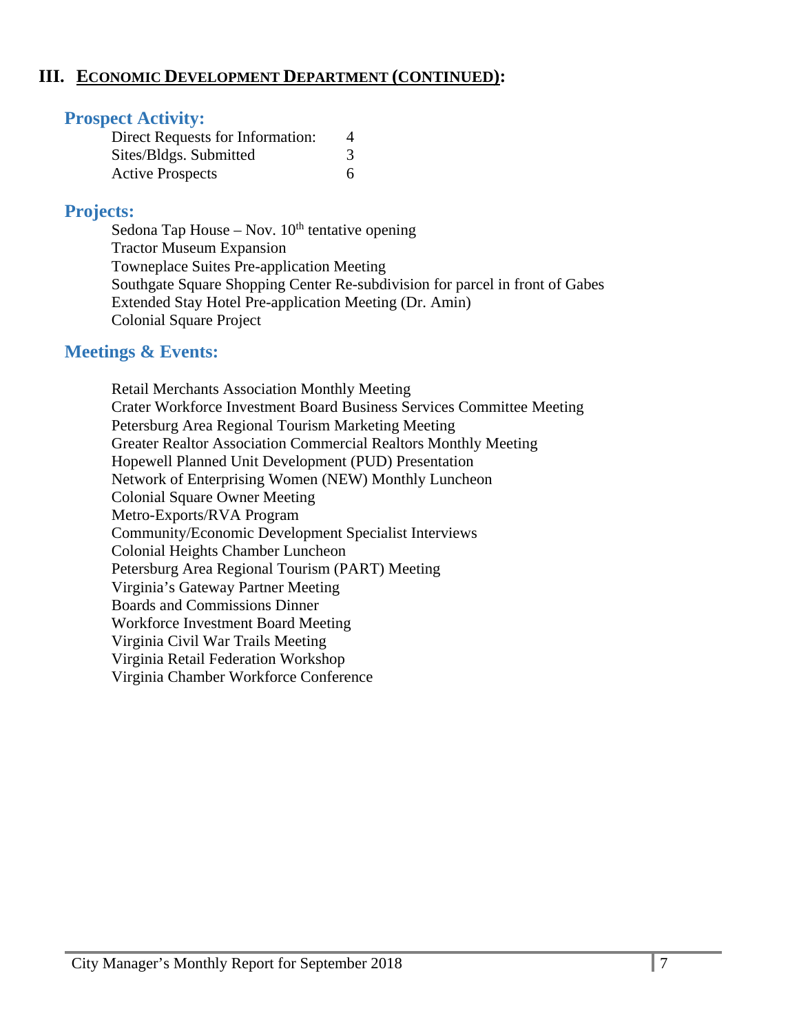## III. Economic Development Department (Continued):

### Prospect Activity:

| | |
|---|---|
| Direct Requests for Information: | 4 |
| Sites/Bldgs. Submitted | 3 |
| Active Prospects | 6 |

### Projects:

Sedona Tap House – Nov. 10th tentative opening
Tractor Museum Expansion
Towneplace Suites Pre-application Meeting
Southgate Square Shopping Center Re-subdivision for parcel in front of Gabes
Extended Stay Hotel Pre-application Meeting (Dr. Amin)
Colonial Square Project

### Meetings & Events:

Retail Merchants Association Monthly Meeting
Crater Workforce Investment Board Business Services Committee Meeting
Petersburg Area Regional Tourism Marketing Meeting
Greater Realtor Association Commercial Realtors Monthly Meeting
Hopewell Planned Unit Development (PUD) Presentation
Network of Enterprising Women (NEW) Monthly Luncheon
Colonial Square Owner Meeting
Metro-Exports/RVA Program
Community/Economic Development Specialist Interviews
Colonial Heights Chamber Luncheon
Petersburg Area Regional Tourism (PART) Meeting
Virginia's Gateway Partner Meeting
Boards and Commissions Dinner
Workforce Investment Board Meeting
Virginia Civil War Trails Meeting
Virginia Retail Federation Workshop
Virginia Chamber Workforce Conference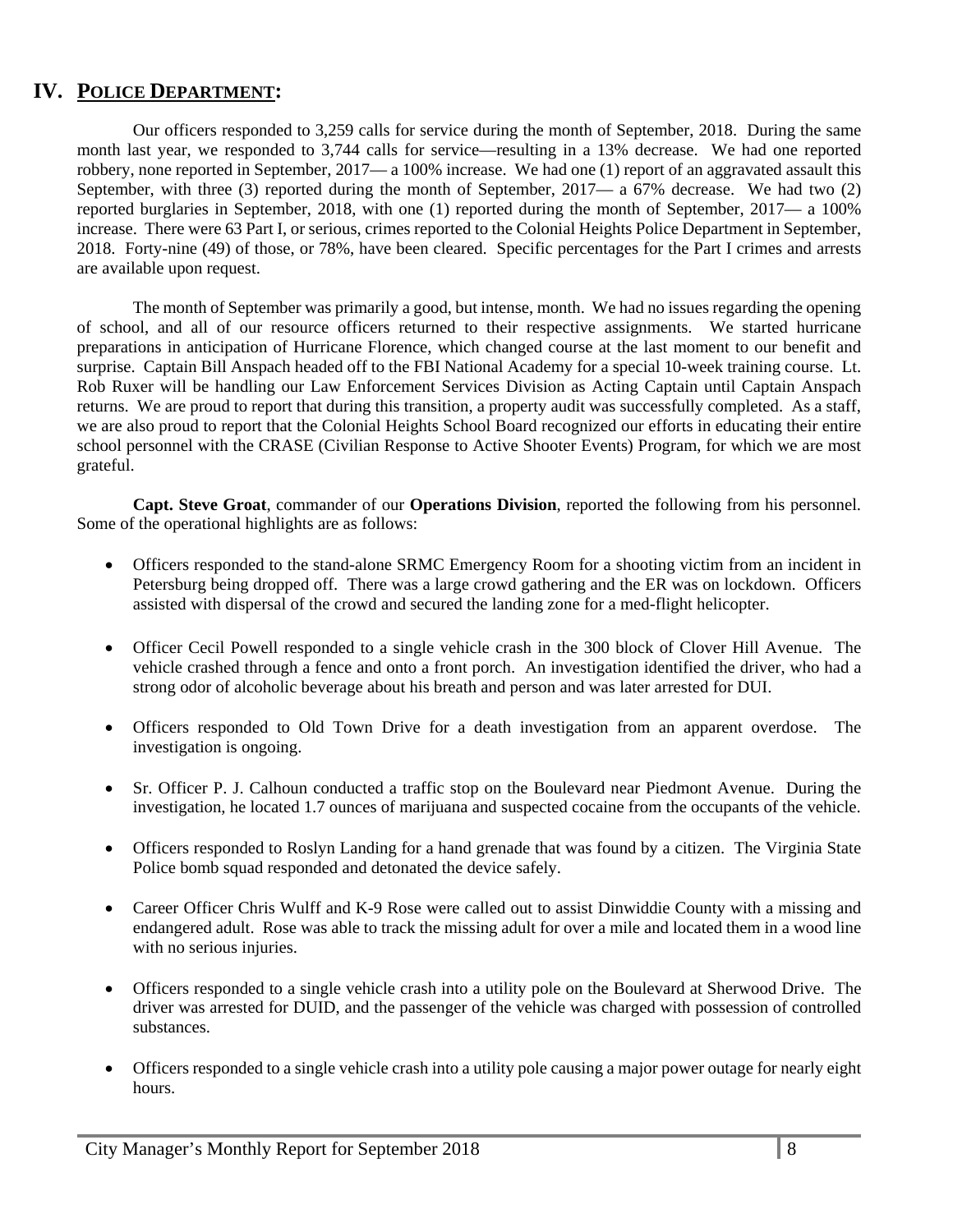## IV. POLICE DEPARTMENT:

Our officers responded to 3,259 calls for service during the month of September, 2018. During the same month last year, we responded to 3,744 calls for service—resulting in a 13% decrease. We had one reported robbery, none reported in September, 2017— a 100% increase. We had one (1) report of an aggravated assault this September, with three (3) reported during the month of September, 2017— a 67% decrease. We had two (2) reported burglaries in September, 2018, with one (1) reported during the month of September, 2017— a 100% increase. There were 63 Part I, or serious, crimes reported to the Colonial Heights Police Department in September, 2018. Forty-nine (49) of those, or 78%, have been cleared. Specific percentages for the Part I crimes and arrests are available upon request.

The month of September was primarily a good, but intense, month. We had no issues regarding the opening of school, and all of our resource officers returned to their respective assignments. We started hurricane preparations in anticipation of Hurricane Florence, which changed course at the last moment to our benefit and surprise. Captain Bill Anspach headed off to the FBI National Academy for a special 10-week training course. Lt. Rob Ruxer will be handling our Law Enforcement Services Division as Acting Captain until Captain Anspach returns. We are proud to report that during this transition, a property audit was successfully completed. As a staff, we are also proud to report that the Colonial Heights School Board recognized our efforts in educating their entire school personnel with the CRASE (Civilian Response to Active Shooter Events) Program, for which we are most grateful.

**Capt. Steve Groat**, commander of our **Operations Division**, reported the following from his personnel. Some of the operational highlights are as follows:

- Officers responded to the stand-alone SRMC Emergency Room for a shooting victim from an incident in Petersburg being dropped off. There was a large crowd gathering and the ER was on lockdown. Officers assisted with dispersal of the crowd and secured the landing zone for a med-flight helicopter.
- Officer Cecil Powell responded to a single vehicle crash in the 300 block of Clover Hill Avenue. The vehicle crashed through a fence and onto a front porch. An investigation identified the driver, who had a strong odor of alcoholic beverage about his breath and person and was later arrested for DUI.
- Officers responded to Old Town Drive for a death investigation from an apparent overdose. The investigation is ongoing.
- Sr. Officer P. J. Calhoun conducted a traffic stop on the Boulevard near Piedmont Avenue. During the investigation, he located 1.7 ounces of marijuana and suspected cocaine from the occupants of the vehicle.
- Officers responded to Roslyn Landing for a hand grenade that was found by a citizen. The Virginia State Police bomb squad responded and detonated the device safely.
- Career Officer Chris Wulff and K-9 Rose were called out to assist Dinwiddie County with a missing and endangered adult. Rose was able to track the missing adult for over a mile and located them in a wood line with no serious injuries.
- Officers responded to a single vehicle crash into a utility pole on the Boulevard at Sherwood Drive. The driver was arrested for DUID, and the passenger of the vehicle was charged with possession of controlled substances.
- Officers responded to a single vehicle crash into a utility pole causing a major power outage for nearly eight hours.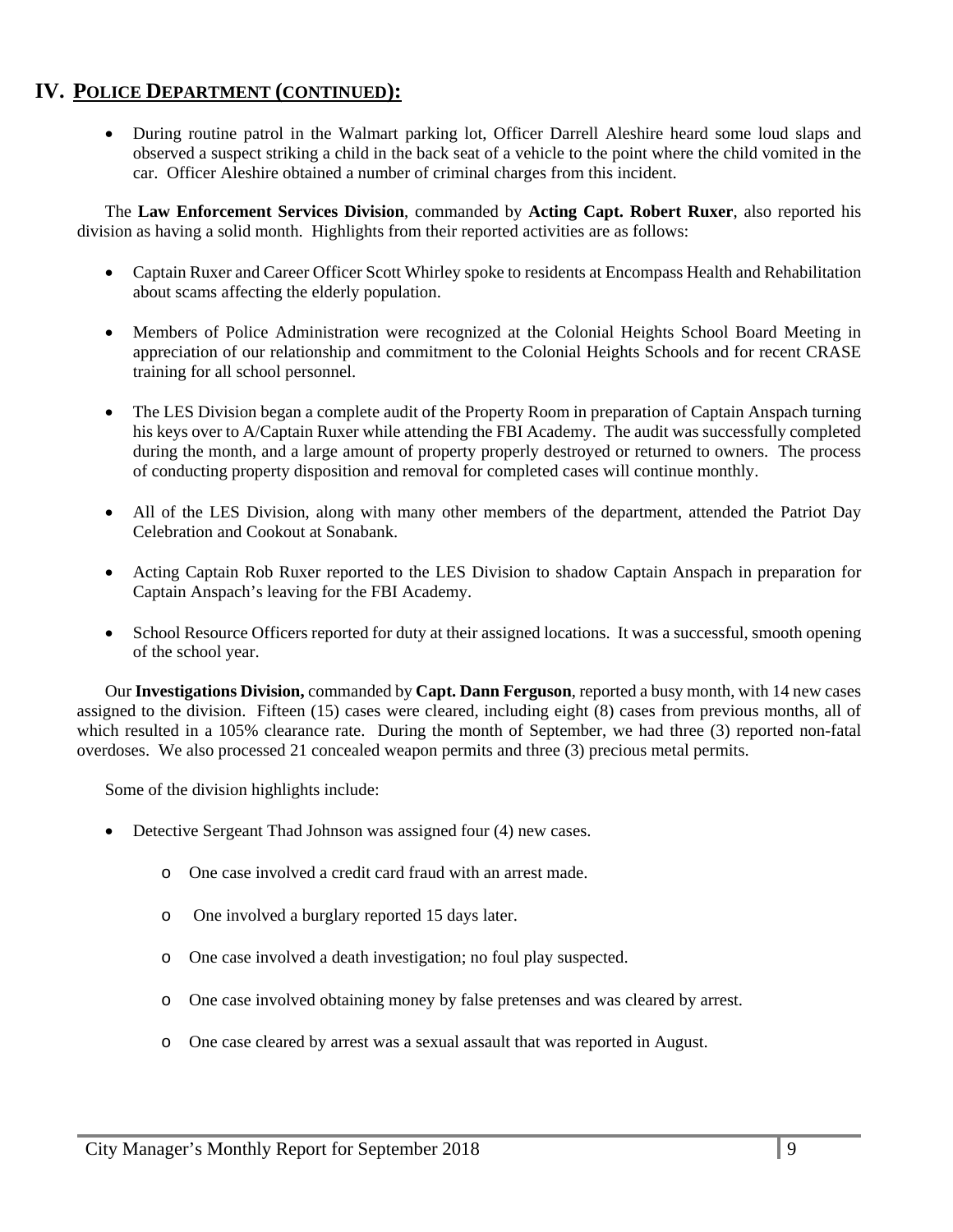## IV. POLICE DEPARTMENT (CONTINUED):

- During routine patrol in the Walmart parking lot, Officer Darrell Aleshire heard some loud slaps and observed a suspect striking a child in the back seat of a vehicle to the point where the child vomited in the car. Officer Aleshire obtained a number of criminal charges from this incident.

The **Law Enforcement Services Division**, commanded by **Acting Capt. Robert Ruxer**, also reported his division as having a solid month. Highlights from their reported activities are as follows:

- Captain Ruxer and Career Officer Scott Whirley spoke to residents at Encompass Health and Rehabilitation about scams affecting the elderly population.

- Members of Police Administration were recognized at the Colonial Heights School Board Meeting in appreciation of our relationship and commitment to the Colonial Heights Schools and for recent CRASE training for all school personnel.

- The LES Division began a complete audit of the Property Room in preparation of Captain Anspach turning his keys over to A/Captain Ruxer while attending the FBI Academy. The audit was successfully completed during the month, and a large amount of property properly destroyed or returned to owners. The process of conducting property disposition and removal for completed cases will continue monthly.

- All of the LES Division, along with many other members of the department, attended the Patriot Day Celebration and Cookout at Sonabank.

- Acting Captain Rob Ruxer reported to the LES Division to shadow Captain Anspach in preparation for Captain Anspach's leaving for the FBI Academy.

- School Resource Officers reported for duty at their assigned locations. It was a successful, smooth opening of the school year.

Our **Investigations Division,** commanded by **Capt. Dann Ferguson**, reported a busy month, with 14 new cases assigned to the division. Fifteen (15) cases were cleared, including eight (8) cases from previous months, all of which resulted in a 105% clearance rate. During the month of September, we had three (3) reported non-fatal overdoses. We also processed 21 concealed weapon permits and three (3) precious metal permits.

Some of the division highlights include:

- Detective Sergeant Thad Johnson was assigned four (4) new cases.
  - One case involved a credit card fraud with an arrest made.
  - One involved a burglary reported 15 days later.
  - One case involved a death investigation; no foul play suspected.
  - One case involved obtaining money by false pretenses and was cleared by arrest.
  - One case cleared by arrest was a sexual assault that was reported in August.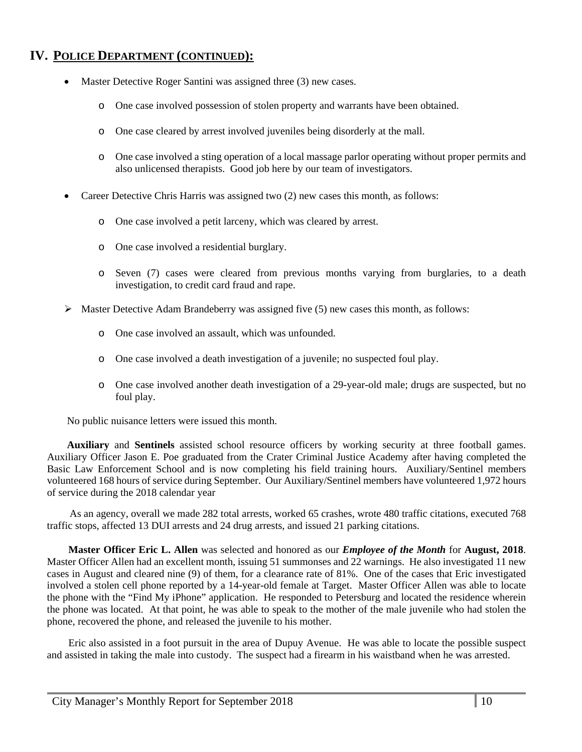## IV. POLICE DEPARTMENT (CONTINUED):

- Master Detective Roger Santini was assigned three (3) new cases.
  - One case involved possession of stolen property and warrants have been obtained.
  - One case cleared by arrest involved juveniles being disorderly at the mall.
  - One case involved a sting operation of a local massage parlor operating without proper permits and also unlicensed therapists. Good job here by our team of investigators.
- Career Detective Chris Harris was assigned two (2) new cases this month, as follows:
  - One case involved a petit larceny, which was cleared by arrest.
  - One case involved a residential burglary.
  - Seven (7) cases were cleared from previous months varying from burglaries, to a death investigation, to credit card fraud and rape.
- Master Detective Adam Brandeberry was assigned five (5) new cases this month, as follows:
  - One case involved an assault, which was unfounded.
  - One case involved a death investigation of a juvenile; no suspected foul play.
  - One case involved another death investigation of a 29-year-old male; drugs are suspected, but no foul play.

No public nuisance letters were issued this month.

**Auxiliary** and **Sentinels** assisted school resource officers by working security at three football games. Auxiliary Officer Jason E. Poe graduated from the Crater Criminal Justice Academy after having completed the Basic Law Enforcement School and is now completing his field training hours. Auxiliary/Sentinel members volunteered 168 hours of service during September. Our Auxiliary/Sentinel members have volunteered 1,972 hours of service during the 2018 calendar year

As an agency, overall we made 282 total arrests, worked 65 crashes, wrote 480 traffic citations, executed 768 traffic stops, affected 13 DUI arrests and 24 drug arrests, and issued 21 parking citations.

**Master Officer Eric L. Allen** was selected and honored as our ***Employee of the Month*** for **August, 2018**. Master Officer Allen had an excellent month, issuing 51 summonses and 22 warnings. He also investigated 11 new cases in August and cleared nine (9) of them, for a clearance rate of 81%. One of the cases that Eric investigated involved a stolen cell phone reported by a 14-year-old female at Target. Master Officer Allen was able to locate the phone with the "Find My iPhone" application. He responded to Petersburg and located the residence wherein the phone was located. At that point, he was able to speak to the mother of the male juvenile who had stolen the phone, recovered the phone, and released the juvenile to his mother.

Eric also assisted in a foot pursuit in the area of Dupuy Avenue. He was able to locate the possible suspect and assisted in taking the male into custody. The suspect had a firearm in his waistband when he was arrested.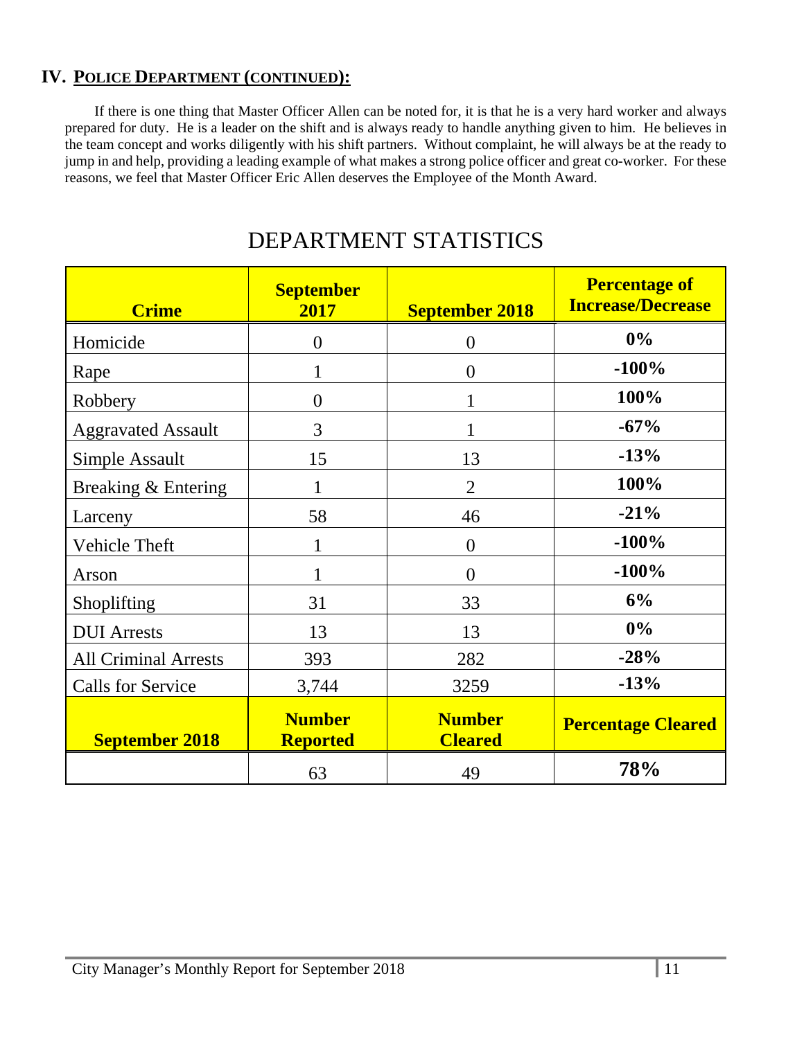## IV. POLICE DEPARTMENT (CONTINUED):

If there is one thing that Master Officer Allen can be noted for, it is that he is a very hard worker and always prepared for duty. He is a leader on the shift and is always ready to handle anything given to him. He believes in the team concept and works diligently with his shift partners. Without complaint, he will always be at the ready to jump in and help, providing a leading example of what makes a strong police officer and great co-worker. For these reasons, we feel that Master Officer Eric Allen deserves the Employee of the Month Award.

# DEPARTMENT STATISTICS

| Crime | September 2017 | September 2018 | Percentage of Increase/Decrease |
|---|---|---|---|
| Homicide | 0 | 0 | **0%** |
| Rape | 1 | 0 | **-100%** |
| Robbery | 0 | 1 | **100%** |
| Aggravated Assault | 3 | 1 | **-67%** |
| Simple Assault | 15 | 13 | **-13%** |
| Breaking & Entering | 1 | 2 | **100%** |
| Larceny | 58 | 46 | **-21%** |
| Vehicle Theft | 1 | 0 | **-100%** |
| Arson | 1 | 0 | **-100%** |
| Shoplifting | 31 | 33 | **6%** |
| DUI Arrests | 13 | 13 | **0%** |
| All Criminal Arrests | 393 | 282 | **-28%** |
| Calls for Service | 3,744 | 3259 | **-13%** |
| **September 2018** | **Number Reported** | **Number Cleared** | **Percentage Cleared** |
| | 63 | 49 | **78%** |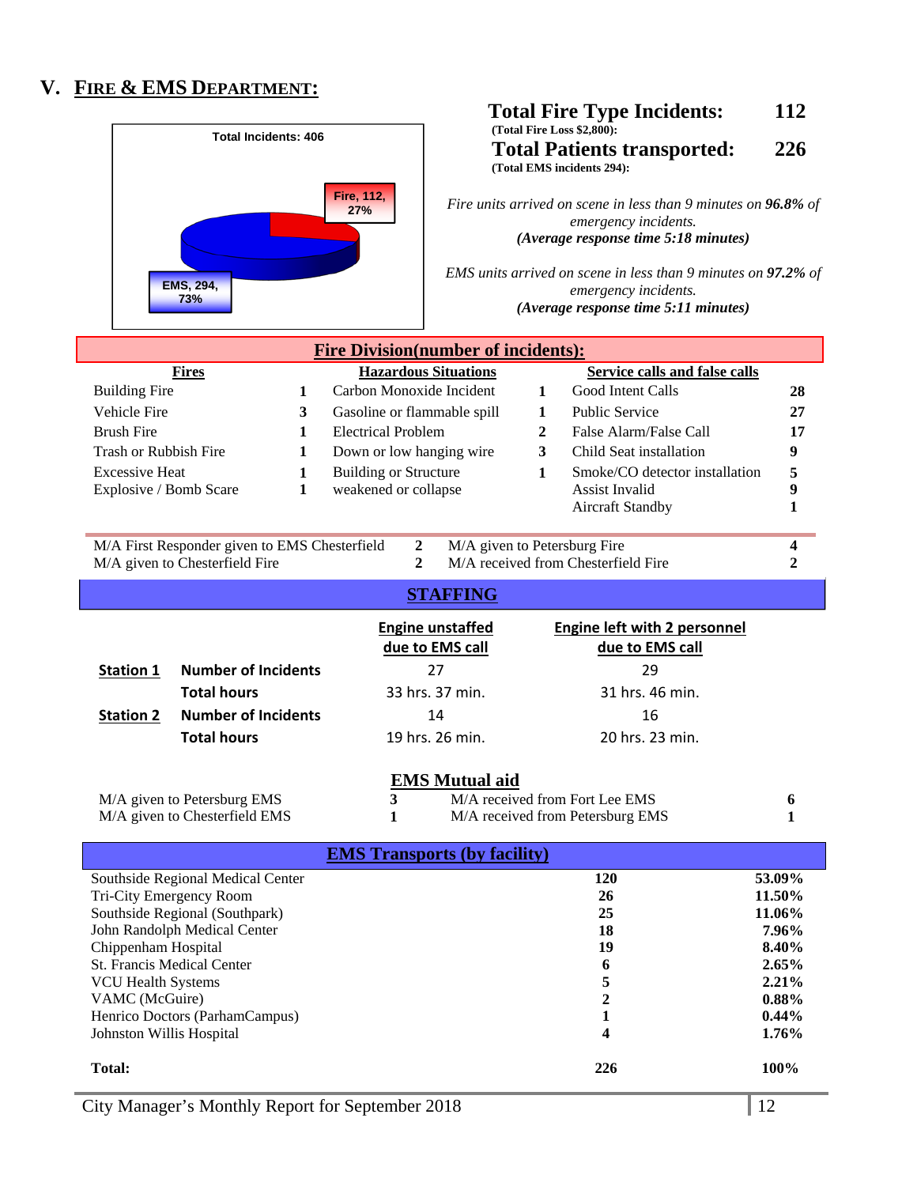## V. FIRE & EMS DEPARTMENT:

Total Incidents: 406

Fire, 112, 27%

EMS, 294, 73%

**Total Fire Type Incidents: 112**
**(Total Fire Loss $2,800):**
**Total Patients transported: 226**
**(Total EMS incidents 294):**

*Fire units arrived on scene in less than 9 minutes on **96.8%** of emergency incidents.*
***(Average response time 5:18 minutes)***

*EMS units arrived on scene in less than 9 minutes on **97.2%** of emergency incidents.*
***(Average response time 5:11 minutes)***

### Fire Division(number of incidents):

| Fires | | Hazardous Situations | | Service calls and false calls | |
|---|---|---|---|---|---|
| Building Fire | 1 | Carbon Monoxide Incident | 1 | Good Intent Calls | 28 |
| Vehicle Fire | 3 | Gasoline or flammable spill | 1 | Public Service | 27 |
| Brush Fire | 1 | Electrical Problem | 2 | False Alarm/False Call | 17 |
| Trash or Rubbish Fire | 1 | Down or low hanging wire | 3 | Child Seat installation | 9 |
| Excessive Heat | 1 | Building or Structure weakened or collapse | 1 | Smoke/CO detector installation | 5 |
| Explosive / Bomb Scare | 1 | | | Assist Invalid | 9 |
| | | | | Aircraft Standby | 1 |

| | | | |
|---|---|---|---|
| M/A First Responder given to EMS Chesterfield | 2 | M/A given to Petersburg Fire | 4 |
| M/A given to Chesterfield Fire | 2 | M/A received from Chesterfield Fire | 2 |

### STAFFING

| | | Engine unstaffed due to EMS call | Engine left with 2 personnel due to EMS call |
|---|---|---|---|
| **Station 1** | **Number of Incidents** | 27 | 29 |
| | **Total hours** | 33 hrs. 37 min. | 31 hrs. 46 min. |
| **Station 2** | **Number of Incidents** | 14 | 16 |
| | **Total hours** | 19 hrs. 26 min. | 20 hrs. 23 min. |

### EMS Mutual aid

| | | | |
|---|---|---|---|
| M/A given to Petersburg EMS | 3 | M/A received from Fort Lee EMS | 6 |
| M/A given to Chesterfield EMS | 1 | M/A received from Petersburg EMS | 1 |

### EMS Transports (by facility)

| Facility | Transports | Percent |
|---|---|---|
| Southside Regional Medical Center | 120 | 53.09% |
| Tri-City Emergency Room | 26 | 11.50% |
| Southside Regional (Southpark) | 25 | 11.06% |
| John Randolph Medical Center | 18 | 7.96% |
| Chippenham Hospital | 19 | 8.40% |
| St. Francis Medical Center | 6 | 2.65% |
| VCU Health Systems | 5 | 2.21% |
| VAMC (McGuire) | 2 | 0.88% |
| Henrico Doctors (ParhamCampus) | 1 | 0.44% |
| Johnston Willis Hospital | 4 | 1.76% |
| **Total:** | **226** | **100%** |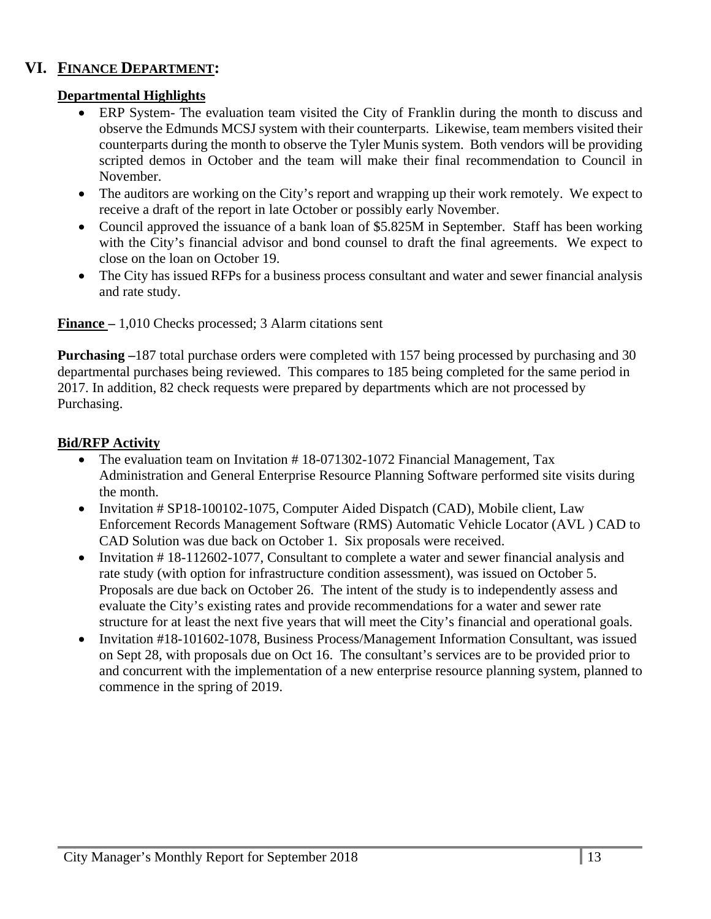# VI. FINANCE DEPARTMENT:

### Departmental Highlights

- ERP System- The evaluation team visited the City of Franklin during the month to discuss and observe the Edmunds MCSJ system with their counterparts. Likewise, team members visited their counterparts during the month to observe the Tyler Munis system. Both vendors will be providing scripted demos in October and the team will make their final recommendation to Council in November.
- The auditors are working on the City's report and wrapping up their work remotely. We expect to receive a draft of the report in late October or possibly early November.
- Council approved the issuance of a bank loan of $5.825M in September. Staff has been working with the City's financial advisor and bond counsel to draft the final agreements. We expect to close on the loan on October 19.
- The City has issued RFPs for a business process consultant and water and sewer financial analysis and rate study.

**Finance –** 1,010 Checks processed; 3 Alarm citations sent

**Purchasing –**187 total purchase orders were completed with 157 being processed by purchasing and 30 departmental purchases being reviewed. This compares to 185 being completed for the same period in 2017. In addition, 82 check requests were prepared by departments which are not processed by Purchasing.

### Bid/RFP Activity

- The evaluation team on Invitation # 18-071302-1072 Financial Management, Tax Administration and General Enterprise Resource Planning Software performed site visits during the month.
- Invitation # SP18-100102-1075, Computer Aided Dispatch (CAD), Mobile client, Law Enforcement Records Management Software (RMS) Automatic Vehicle Locator (AVL ) CAD to CAD Solution was due back on October 1. Six proposals were received.
- Invitation # 18-112602-1077, Consultant to complete a water and sewer financial analysis and rate study (with option for infrastructure condition assessment), was issued on October 5. Proposals are due back on October 26. The intent of the study is to independently assess and evaluate the City's existing rates and provide recommendations for a water and sewer rate structure for at least the next five years that will meet the City's financial and operational goals.
- Invitation #18-101602-1078, Business Process/Management Information Consultant, was issued on Sept 28, with proposals due on Oct 16. The consultant's services are to be provided prior to and concurrent with the implementation of a new enterprise resource planning system, planned to commence in the spring of 2019.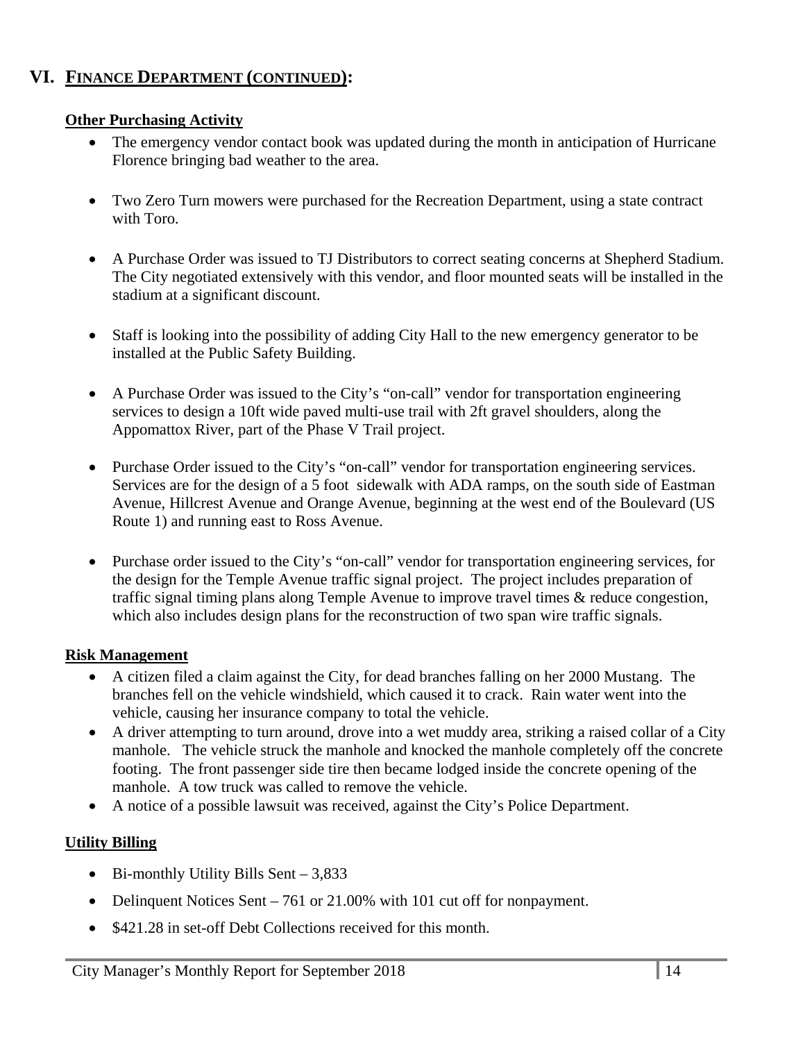## VI. FINANCE DEPARTMENT (CONTINUED):

### Other Purchasing Activity

- The emergency vendor contact book was updated during the month in anticipation of Hurricane Florence bringing bad weather to the area.
- Two Zero Turn mowers were purchased for the Recreation Department, using a state contract with Toro.
- A Purchase Order was issued to TJ Distributors to correct seating concerns at Shepherd Stadium. The City negotiated extensively with this vendor, and floor mounted seats will be installed in the stadium at a significant discount.
- Staff is looking into the possibility of adding City Hall to the new emergency generator to be installed at the Public Safety Building.
- A Purchase Order was issued to the City's "on-call" vendor for transportation engineering services to design a 10ft wide paved multi-use trail with 2ft gravel shoulders, along the Appomattox River, part of the Phase V Trail project.
- Purchase Order issued to the City's "on-call" vendor for transportation engineering services. Services are for the design of a 5 foot sidewalk with ADA ramps, on the south side of Eastman Avenue, Hillcrest Avenue and Orange Avenue, beginning at the west end of the Boulevard (US Route 1) and running east to Ross Avenue.
- Purchase order issued to the City's "on-call" vendor for transportation engineering services, for the design for the Temple Avenue traffic signal project. The project includes preparation of traffic signal timing plans along Temple Avenue to improve travel times & reduce congestion, which also includes design plans for the reconstruction of two span wire traffic signals.

### Risk Management

- A citizen filed a claim against the City, for dead branches falling on her 2000 Mustang. The branches fell on the vehicle windshield, which caused it to crack. Rain water went into the vehicle, causing her insurance company to total the vehicle.
- A driver attempting to turn around, drove into a wet muddy area, striking a raised collar of a City manhole. The vehicle struck the manhole and knocked the manhole completely off the concrete footing. The front passenger side tire then became lodged inside the concrete opening of the manhole. A tow truck was called to remove the vehicle.
- A notice of a possible lawsuit was received, against the City's Police Department.

### Utility Billing

- Bi-monthly Utility Bills Sent – 3,833
- Delinquent Notices Sent – 761 or 21.00% with 101 cut off for nonpayment.
- $421.28 in set-off Debt Collections received for this month.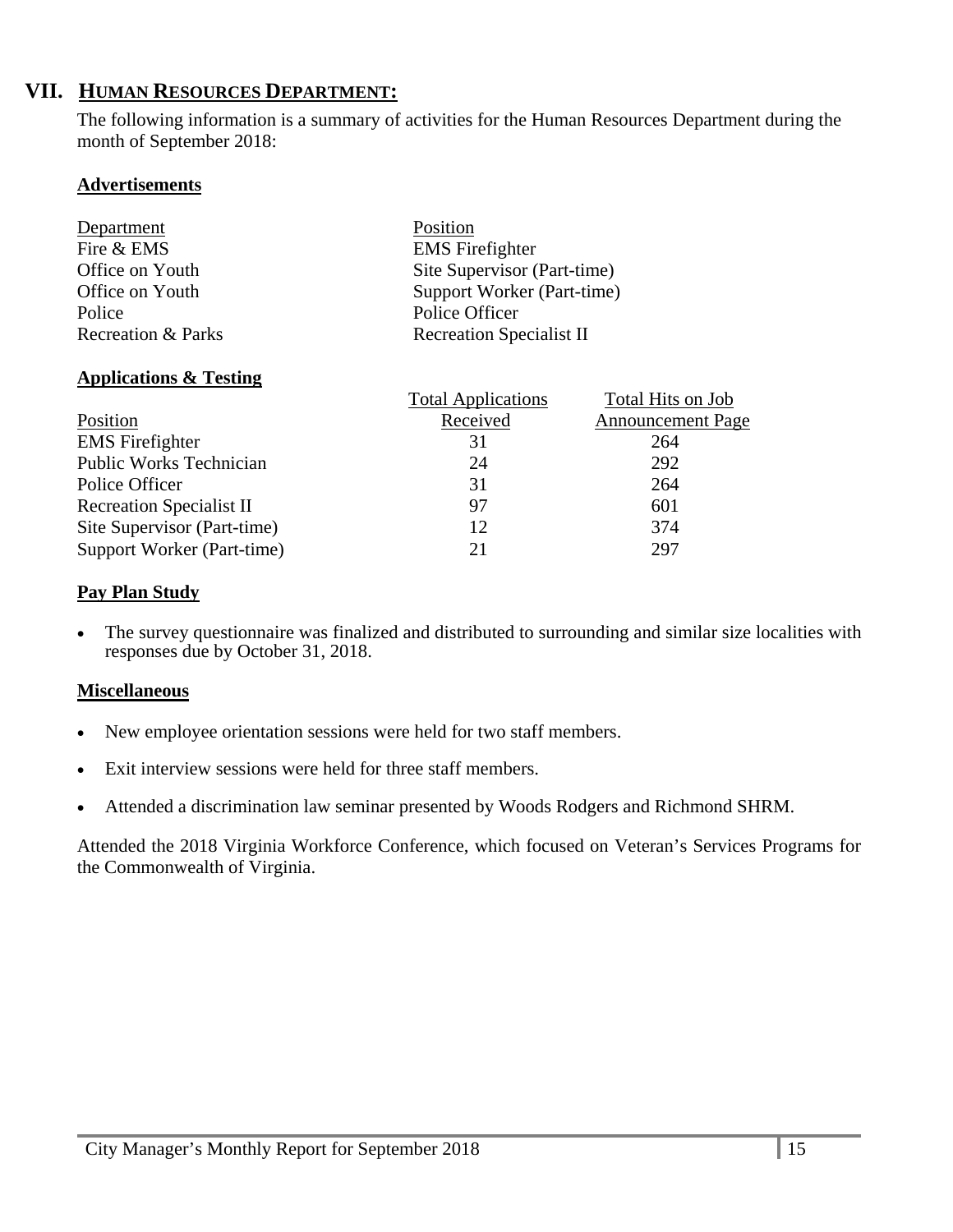## VII. HUMAN RESOURCES DEPARTMENT:

The following information is a summary of activities for the Human Resources Department during the month of September 2018:

### Advertisements

| Department | Position |
| --- | --- |
| Fire & EMS | EMS Firefighter |
| Office on Youth | Site Supervisor (Part-time) |
| Office on Youth | Support Worker (Part-time) |
| Police | Police Officer |
| Recreation & Parks | Recreation Specialist II |

### Applications & Testing

| Position | Total Applications Received | Total Hits on Job Announcement Page |
| --- | --- | --- |
| EMS Firefighter | 31 | 264 |
| Public Works Technician | 24 | 292 |
| Police Officer | 31 | 264 |
| Recreation Specialist II | 97 | 601 |
| Site Supervisor (Part-time) | 12 | 374 |
| Support Worker (Part-time) | 21 | 297 |

### Pay Plan Study

- The survey questionnaire was finalized and distributed to surrounding and similar size localities with responses due by October 31, 2018.

### Miscellaneous

- New employee orientation sessions were held for two staff members.
- Exit interview sessions were held for three staff members.
- Attended a discrimination law seminar presented by Woods Rodgers and Richmond SHRM.

Attended the 2018 Virginia Workforce Conference, which focused on Veteran's Services Programs for the Commonwealth of Virginia.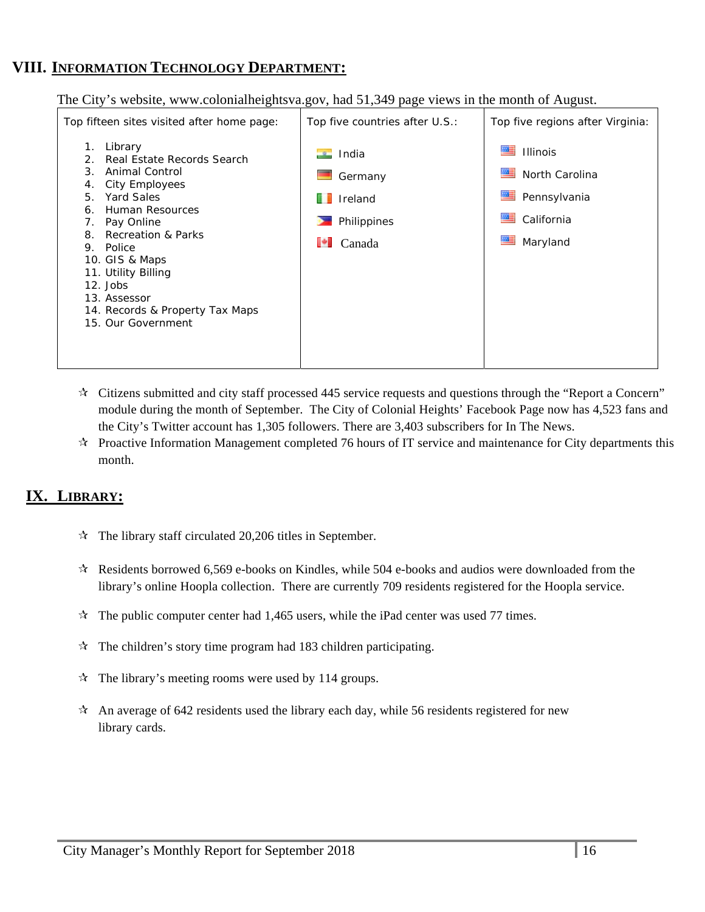## VIII. INFORMATION TECHNOLOGY DEPARTMENT:

The City's website, www.colonialheightsva.gov, had 51,349 page views in the month of August.

| Top fifteen sites visited after home page: | Top five countries after U.S.: | Top five regions after Virginia: |
|---|---|---|
| 1. Library<br>2. Real Estate Records Search<br>3. Animal Control<br>4. City Employees<br>5. Yard Sales<br>6. Human Resources<br>7. Pay Online<br>8. Recreation & Parks<br>9. Police<br>10. GIS & Maps<br>11. Utility Billing<br>12. Jobs<br>13. Assessor<br>14. Records & Property Tax Maps<br>15. Our Government | India<br>Germany<br>Ireland<br>Philippines<br>Canada | Illinois<br>North Carolina<br>Pennsylvania<br>California<br>Maryland |

- ☆ Citizens submitted and city staff processed 445 service requests and questions through the "Report a Concern" module during the month of September. The City of Colonial Heights' Facebook Page now has 4,523 fans and the City's Twitter account has 1,305 followers. There are 3,403 subscribers for In The News.
- ☆ Proactive Information Management completed 76 hours of IT service and maintenance for City departments this month.

## IX. LIBRARY:

- ☆ The library staff circulated 20,206 titles in September.
- ☆ Residents borrowed 6,569 e-books on Kindles, while 504 e-books and audios were downloaded from the library's online Hoopla collection. There are currently 709 residents registered for the Hoopla service.
- ☆ The public computer center had 1,465 users, while the iPad center was used 77 times.
- ☆ The children's story time program had 183 children participating.
- ☆ The library's meeting rooms were used by 114 groups.
- ☆ An average of 642 residents used the library each day, while 56 residents registered for new library cards.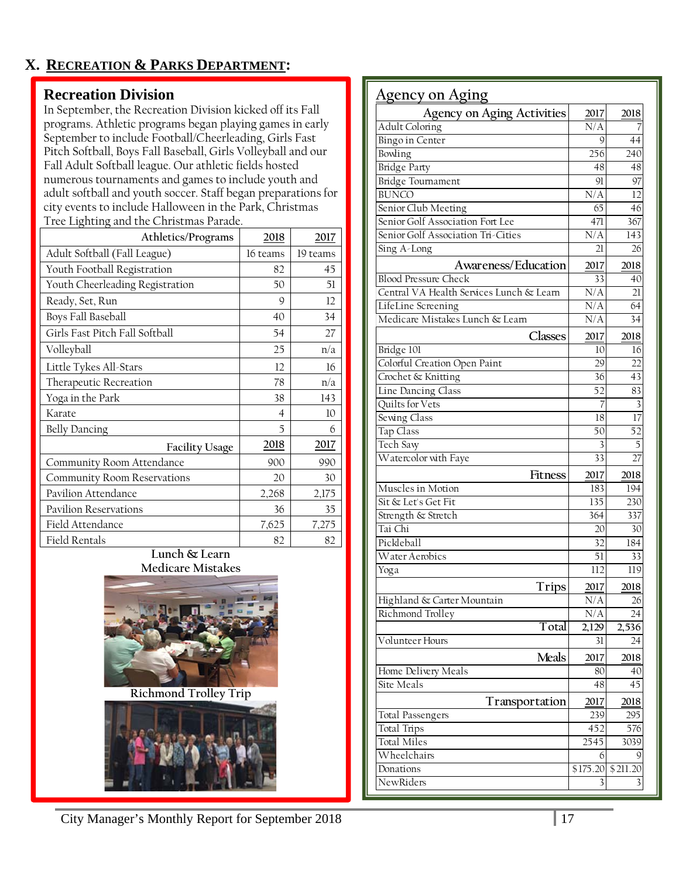## X. Recreation & Parks Department:

### Recreation Division

In September, the Recreation Division kicked off its Fall programs. Athletic programs began playing games in early September to include Football/Cheerleading, Girls Fast Pitch Softball, Boys Fall Baseball, Girls Volleyball and our Fall Adult Softball league. Our athletic fields hosted numerous tournaments and games to include youth and adult softball and youth soccer. Staff began preparations for city events to include Halloween in the Park, Christmas Tree Lighting and the Christmas Parade.

| Athletics/Programs | 2018 | 2017 |
|---|---|---|
| Adult Softball (Fall League) | 16 teams | 19 teams |
| Youth Football Registration | 82 | 45 |
| Youth Cheerleading Registration | 50 | 51 |
| Ready, Set, Run | 9 | 12 |
| Boys Fall Baseball | 40 | 34 |
| Girls Fast Pitch Fall Softball | 54 | 27 |
| Volleyball | 25 | n/a |
| Little Tykes All-Stars | 12 | 16 |
| Therapeutic Recreation | 78 | n/a |
| Yoga in the Park | 38 | 143 |
| Karate | 4 | 10 |
| Belly Dancing | 5 | 6 |
| **Facility Usage** | **2018** | **2017** |
| Community Room Attendance | 900 | 990 |
| Community Room Reservations | 20 | 30 |
| Pavilion Attendance | 2,268 | 2,175 |
| Pavilion Reservations | 36 | 35 |
| Field Attendance | 7,625 | 7,275 |
| Field Rentals | 82 | 82 |

Lunch & Learn
Medicare Mistakes

Richmond Trolley Trip

### Agency on Aging

| Agency on Aging Activities | 2017 | 2018 |
|---|---|---|
| Adult Coloring | N/A | 7 |
| Bingo in Center | 9 | 44 |
| Bowling | 256 | 240 |
| Bridge Party | 48 | 48 |
| Bridge Tournament | 91 | 97 |
| BUNCO | N/A | 12 |
| Senior Club Meeting | 65 | 46 |
| Senior Golf Association Fort Lee | 471 | 367 |
| Senior Golf Association Tri-Cities | N/A | 143 |
| Sing A-Long | 21 | 26 |
| **Awareness/Education** | **2017** | **2018** |
| Blood Pressure Check | 33 | 40 |
| Central VA Health Services Lunch & Learn | N/A | 21 |
| LifeLine Screening | N/A | 64 |
| Medicare Mistakes Lunch & Learn | N/A | 34 |
| **Classes** | **2017** | **2018** |
| Bridge 101 | 10 | 16 |
| Colorful Creation Open Paint | 29 | 22 |
| Crochet & Knitting | 36 | 43 |
| Line Dancing Class | 52 | 83 |
| Quilts for Vets | 7 | 3 |
| Sewing Class | 18 | 17 |
| Tap Class | 50 | 52 |
| Tech Saw | 3 | 5 |
| Watercolor with Faye | 33 | 27 |
| **Fitness** | **2017** | **2018** |
| Muscles in Motion | 183 | 194 |
| Sit & Let's Get Fit | 135 | 230 |
| Strength & Stretch | 364 | 337 |
| Tai Chi | 20 | 30 |
| Pickleball | 32 | 184 |
| Water Aerobics | 51 | 33 |
| Yoga | 112 | 119 |
| **Trips** | **2017** | **2018** |
| Highland & Carter Mountain | N/A | 26 |
| Richmond Trolley | N/A | 24 |
| **Total** | 2,129 | 2,536 |
| Volunteer Hours | 31 | 24 |
| **Meals** | **2017** | **2018** |
| Home Delivery Meals | 80 | 40 |
| Site Meals | 48 | 45 |
| **Transportation** | **2017** | **2018** |
| Total Passengers | 239 | 295 |
| Total Trips | 452 | 576 |
| Total Miles | 2545 | 3039 |
| Wheelchairs | 6 | 9 |
| Donations | $175.20 | $211.20 |
| NewRiders | 3 | 3 |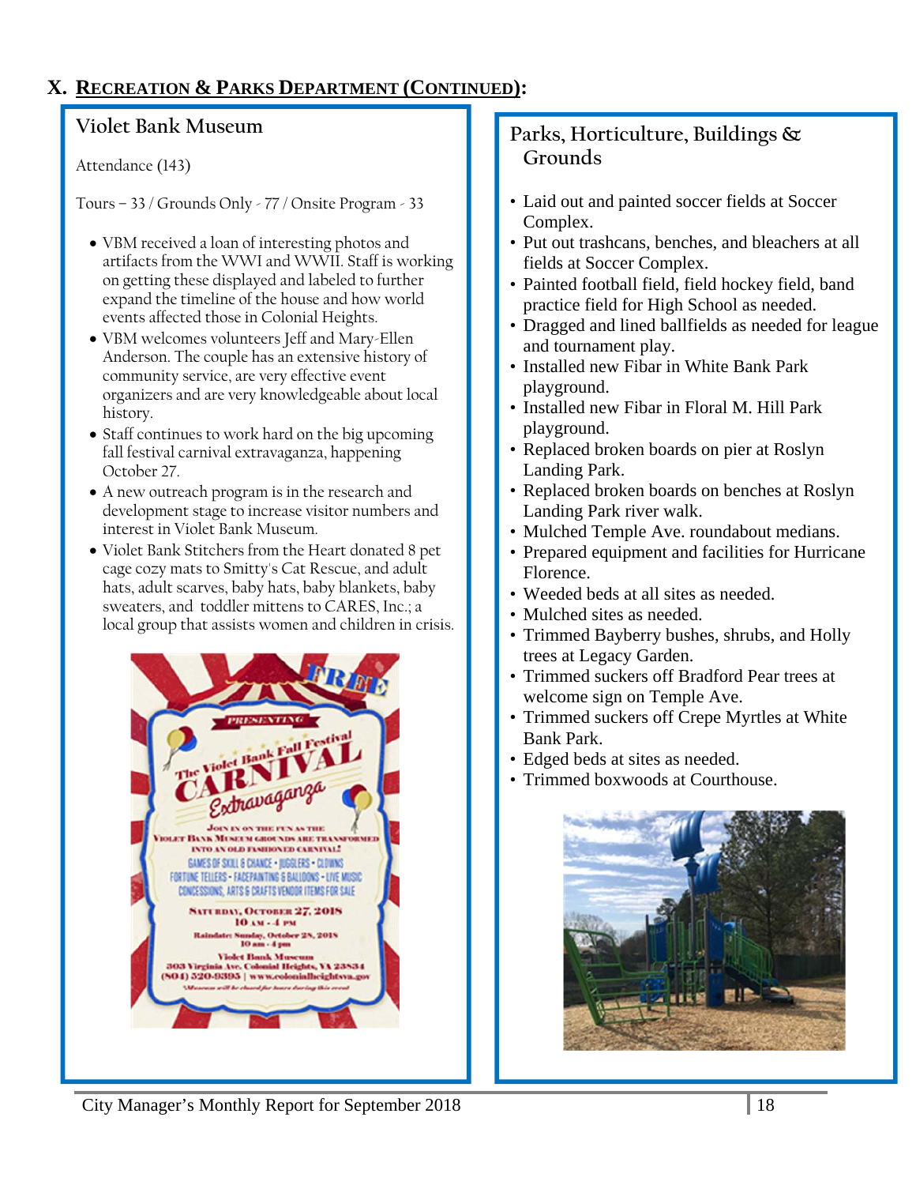# X. Recreation & Parks Department (Continued):

## Violet Bank Museum

Attendance (143)

Tours – 33 / Grounds Only - 77 / Onsite Program - 33

- VBM received a loan of interesting photos and artifacts from the WWI and WWII. Staff is working on getting these displayed and labeled to further expand the timeline of the house and how world events affected those in Colonial Heights.
- VBM welcomes volunteers Jeff and Mary-Ellen Anderson. The couple has an extensive history of community service, are very effective event organizers and are very knowledgeable about local history.
- Staff continues to work hard on the big upcoming fall festival carnival extravaganza, happening October 27.
- A new outreach program is in the research and development stage to increase visitor numbers and interest in Violet Bank Museum.
- Violet Bank Stitchers from the Heart donated 8 pet cage cozy mats to Smitty's Cat Rescue, and adult hats, adult scarves, baby hats, baby blankets, baby sweaters, and toddler mittens to CARES, Inc.; a local group that assists women and children in crisis.

## Parks, Horticulture, Buildings & Grounds

- Laid out and painted soccer fields at Soccer Complex.
- Put out trashcans, benches, and bleachers at all fields at Soccer Complex.
- Painted football field, field hockey field, band practice field for High School as needed.
- Dragged and lined ballfields as needed for league and tournament play.
- Installed new Fibar in White Bank Park playground.
- Installed new Fibar in Floral M. Hill Park playground.
- Replaced broken boards on pier at Roslyn Landing Park.
- Replaced broken boards on benches at Roslyn Landing Park river walk.
- Mulched Temple Ave. roundabout medians.
- Prepared equipment and facilities for Hurricane Florence.
- Weeded beds at all sites as needed.
- Mulched sites as needed.
- Trimmed Bayberry bushes, shrubs, and Holly trees at Legacy Garden.
- Trimmed suckers off Bradford Pear trees at welcome sign on Temple Ave.
- Trimmed suckers off Crepe Myrtles at White Bank Park.
- Edged beds at sites as needed.
- Trimmed boxwoods at Courthouse.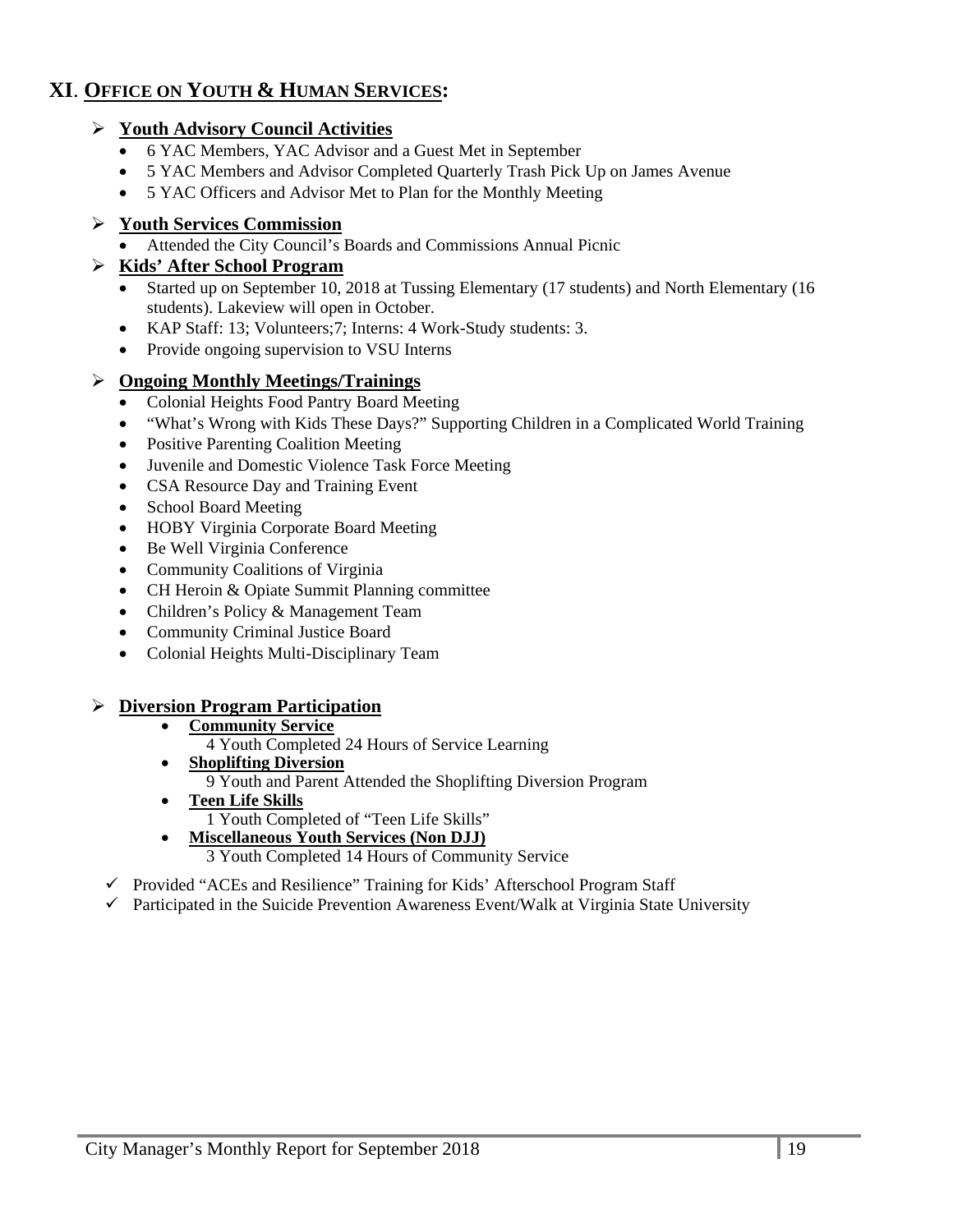## XI. OFFICE ON YOUTH & HUMAN SERVICES:

- **Youth Advisory Council Activities**
  - 6 YAC Members, YAC Advisor and a Guest Met in September
  - 5 YAC Members and Advisor Completed Quarterly Trash Pick Up on James Avenue
  - 5 YAC Officers and Advisor Met to Plan for the Monthly Meeting

- **Youth Services Commission**
  - Attended the City Council's Boards and Commissions Annual Picnic

- **Kids' After School Program**
  - Started up on September 10, 2018 at Tussing Elementary (17 students) and North Elementary (16 students). Lakeview will open in October.
  - KAP Staff: 13; Volunteers;7; Interns: 4 Work-Study students: 3.
  - Provide ongoing supervision to VSU Interns

- **Ongoing Monthly Meetings/Trainings**
  - Colonial Heights Food Pantry Board Meeting
  - "What's Wrong with Kids These Days?" Supporting Children in a Complicated World Training
  - Positive Parenting Coalition Meeting
  - Juvenile and Domestic Violence Task Force Meeting
  - CSA Resource Day and Training Event
  - School Board Meeting
  - HOBY Virginia Corporate Board Meeting
  - Be Well Virginia Conference
  - Community Coalitions of Virginia
  - CH Heroin & Opiate Summit Planning committee
  - Children's Policy & Management Team
  - Community Criminal Justice Board
  - Colonial Heights Multi-Disciplinary Team

- **Diversion Program Participation**
  - **Community Service**
    4 Youth Completed 24 Hours of Service Learning
  - **Shoplifting Diversion**
    9 Youth and Parent Attended the Shoplifting Diversion Program
  - **Teen Life Skills**
    1 Youth Completed of "Teen Life Skills"
  - **Miscellaneous Youth Services (Non DJJ)**
    3 Youth Completed 14 Hours of Community Service

- ✓ Provided "ACEs and Resilience" Training for Kids' Afterschool Program Staff
- ✓ Participated in the Suicide Prevention Awareness Event/Walk at Virginia State University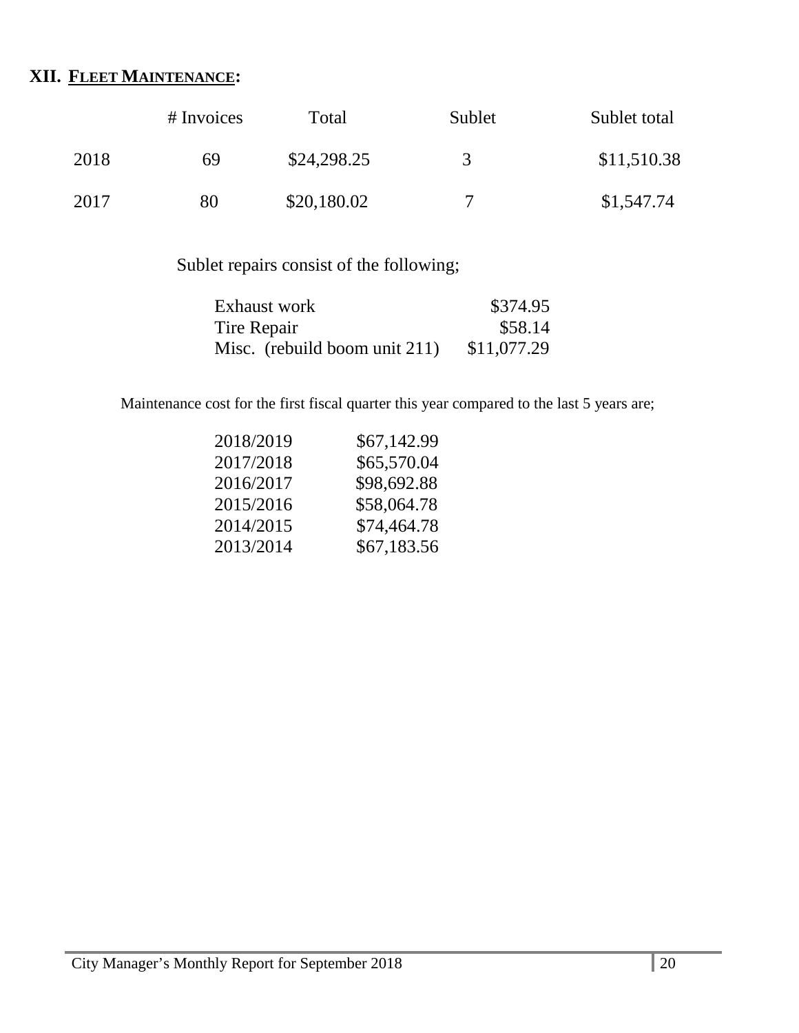## XII. FLEET MAINTENANCE:

| | # Invoices | Total | Sublet | Sublet total |
|---|---|---|---|---|
| 2018 | 69 | $24,298.25 | 3 | $11,510.38 |
| 2017 | 80 | $20,180.02 | 7 | $1,547.74 |

Sublet repairs consist of the following;

| | |
|---|---|
| Exhaust work | $374.95 |
| Tire Repair | $58.14 |
| Misc. (rebuild boom unit 211) | $11,077.29 |

Maintenance cost for the first fiscal quarter this year compared to the last 5 years are;

| | |
|---|---|
| 2018/2019 | $67,142.99 |
| 2017/2018 | $65,570.04 |
| 2016/2017 | $98,692.88 |
| 2015/2016 | $58,064.78 |
| 2014/2015 | $74,464.78 |
| 2013/2014 | $67,183.56 |